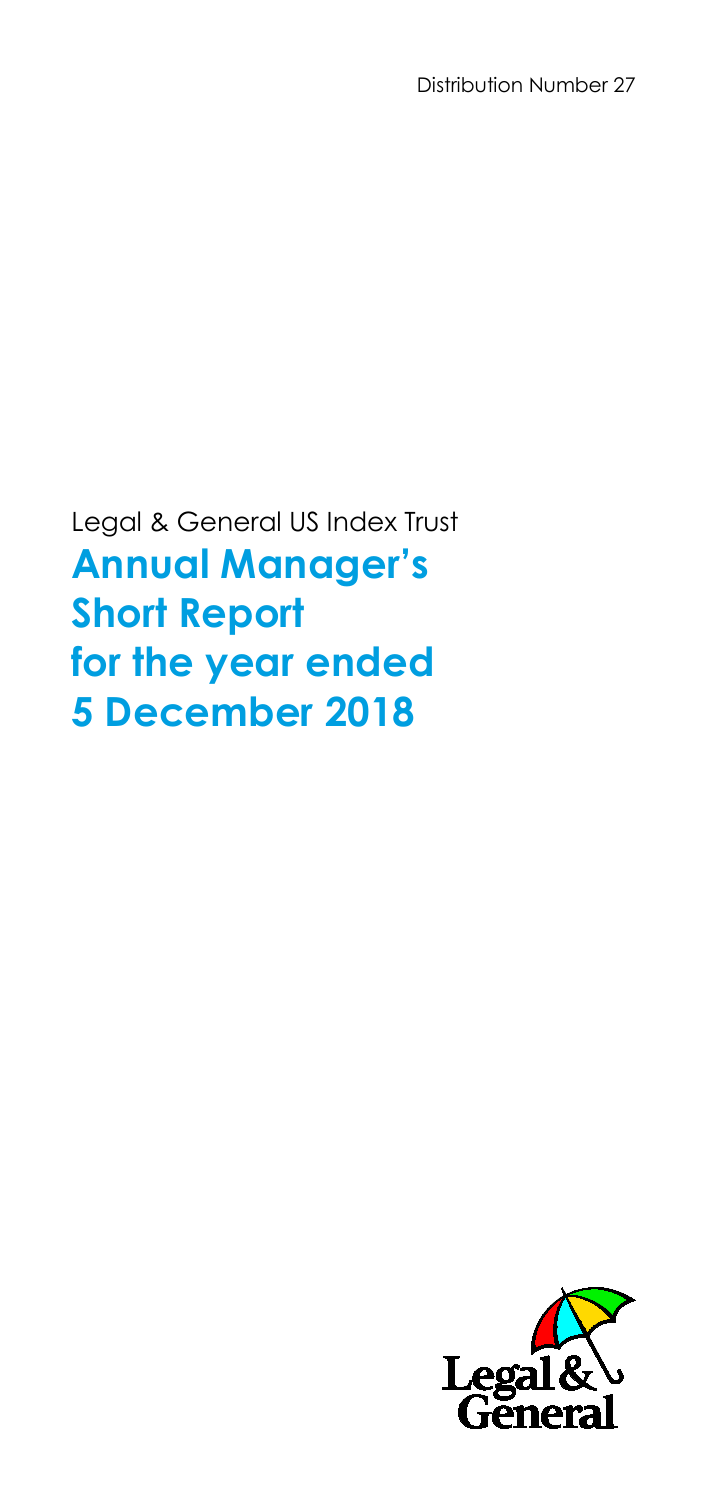Distribution Number 27

Legal & General US Index Trust

# Annual Manager's Short Report for the year ended 5 December 2018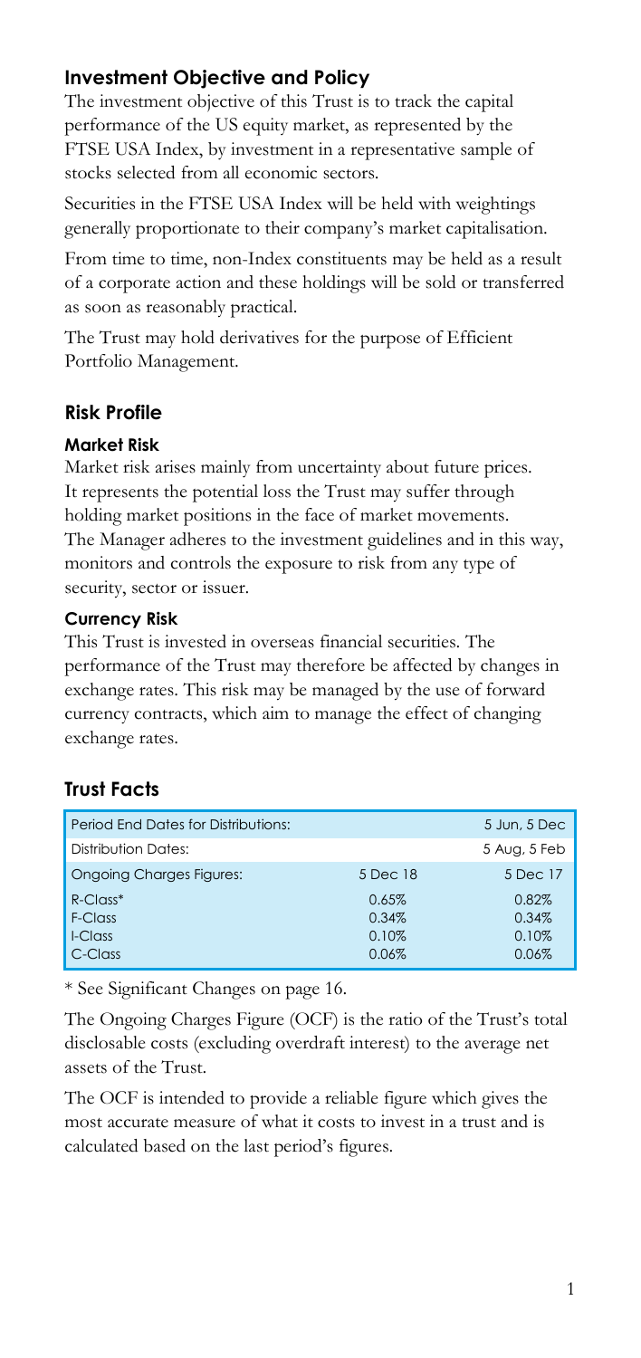## Investment Objective and Policy

The investment objective of this Trust is to track the capital performance of the US equity market, as represented by the FTSE USA Index, by investment in a representative sample of stocks selected from all economic sectors.

Securities in the FTSE USA Index will be held with weightings generally proportionate to their company's market capitalisation.

From time to time, non-Index constituents may be held as a result of a corporate action and these holdings will be sold or transferred as soon as reasonably practical.

The Trust may hold derivatives for the purpose of Efficient Portfolio Management.

## Risk Profile

### Market Risk

Market risk arises mainly from uncertainty about future prices. It represents the potential loss the Trust may suffer through holding market positions in the face of market movements. The Manager adheres to the investment guidelines and in this way, monitors and controls the exposure to risk from any type of security, sector or issuer.

### Currency Risk

This Trust is invested in overseas financial securities. The performance of the Trust may therefore be affected by changes in exchange rates. This risk may be managed by the use of forward currency contracts, which aim to manage the effect of changing exchange rates.

## Trust Facts

| Period End Dates for Distributions: | | 5 Jun, 5 Dec |
|---|---|---|
| Distribution Dates: | | 5 Aug, 5 Feb |
| Ongoing Charges Figures: | 5 Dec 18 | 5 Dec 17 |
| R-Class* | 0.65% | 0.82% |
| F-Class | 0.34% | 0.34% |
| I-Class | 0.10% | 0.10% |
| C-Class | 0.06% | 0.06% |

* See Significant Changes on page 16.

The Ongoing Charges Figure (OCF) is the ratio of the Trust's total disclosable costs (excluding overdraft interest) to the average net assets of the Trust.

The OCF is intended to provide a reliable figure which gives the most accurate measure of what it costs to invest in a trust and is calculated based on the last period's figures.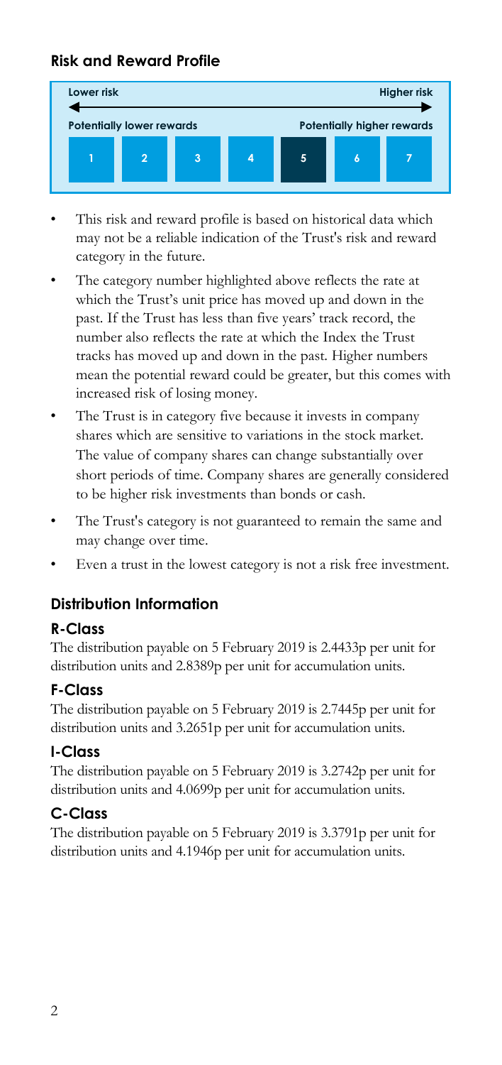## Risk and Reward Profile

| Lower risk | | | | | | Higher risk |
|---|---|---|---|---|---|---|
| Potentially lower rewards | | | | Potentially higher rewards | | |
| 1 | 2 | 3 | 4 | **5** | 6 | 7 |

- This risk and reward profile is based on historical data which may not be a reliable indication of the Trust's risk and reward category in the future.
- The category number highlighted above reflects the rate at which the Trust's unit price has moved up and down in the past. If the Trust has less than five years' track record, the number also reflects the rate at which the Index the Trust tracks has moved up and down in the past. Higher numbers mean the potential reward could be greater, but this comes with increased risk of losing money.
- The Trust is in category five because it invests in company shares which are sensitive to variations in the stock market. The value of company shares can change substantially over short periods of time. Company shares are generally considered to be higher risk investments than bonds or cash.
- The Trust's category is not guaranteed to remain the same and may change over time.
- Even a trust in the lowest category is not a risk free investment.

## Distribution Information

### R-Class

The distribution payable on 5 February 2019 is 2.4433p per unit for distribution units and 2.8389p per unit for accumulation units.

### F-Class

The distribution payable on 5 February 2019 is 2.7445p per unit for distribution units and 3.2651p per unit for accumulation units.

### I-Class

The distribution payable on 5 February 2019 is 3.2742p per unit for distribution units and 4.0699p per unit for accumulation units.

### C-Class

The distribution payable on 5 February 2019 is 3.3791p per unit for distribution units and 4.1946p per unit for accumulation units.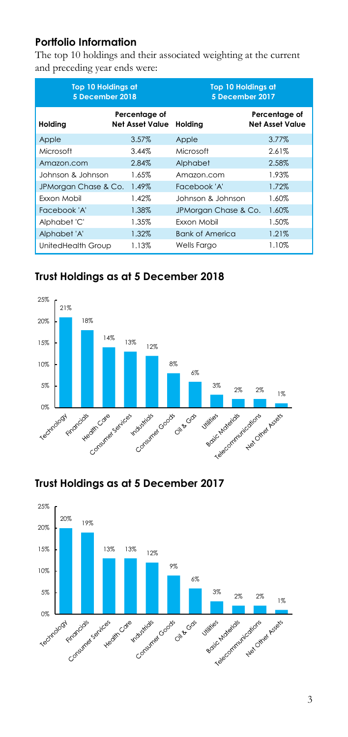## Portfolio Information

The top 10 holdings and their associated weighting at the current and preceding year ends were:

| Top 10 Holdings at 5 December 2018 | | Top 10 Holdings at 5 December 2017 | |
|---|---|---|---|
| **Holding** | **Percentage of Net Asset Value** | **Holding** | **Percentage of Net Asset Value** |
| Apple | 3.57% | Apple | 3.77% |
| Microsoft | 3.44% | Microsoft | 2.61% |
| Amazon.com | 2.84% | Alphabet | 2.58% |
| Johnson & Johnson | 1.65% | Amazon.com | 1.93% |
| JPMorgan Chase & Co. | 1.49% | Facebook 'A' | 1.72% |
| Exxon Mobil | 1.42% | Johnson & Johnson | 1.60% |
| Facebook 'A' | 1.38% | JPMorgan Chase & Co. | 1.60% |
| Alphabet 'C' | 1.35% | Exxon Mobil | 1.50% |
| Alphabet 'A' | 1.32% | Bank of America | 1.21% |
| UnitedHealth Group | 1.13% | Wells Fargo | 1.10% |

## Trust Holdings as at 5 December 2018

| Sector | % |
|---|---|
| Technology | 21% |
| Financials | 18% |
| Health Care | 14% |
| Consumer Services | 13% |
| Industrials | 12% |
| Consumer Goods | 8% |
| Oil & Gas | 6% |
| Utilities | 3% |
| Basic Materials | 2% |
| Telecommunications | 2% |
| Net Other Assets | 1% |

## Trust Holdings as at 5 December 2017

| Sector | % |
|---|---|
| Technology | 20% |
| Financials | 19% |
| Consumer Services | 13% |
| Health Care | 13% |
| Industrials | 12% |
| Consumer Goods | 9% |
| Oil & Gas | 6% |
| Utilities | 3% |
| Basic Materials | 2% |
| Telecommunications | 2% |
| Net Other Assets | 1% |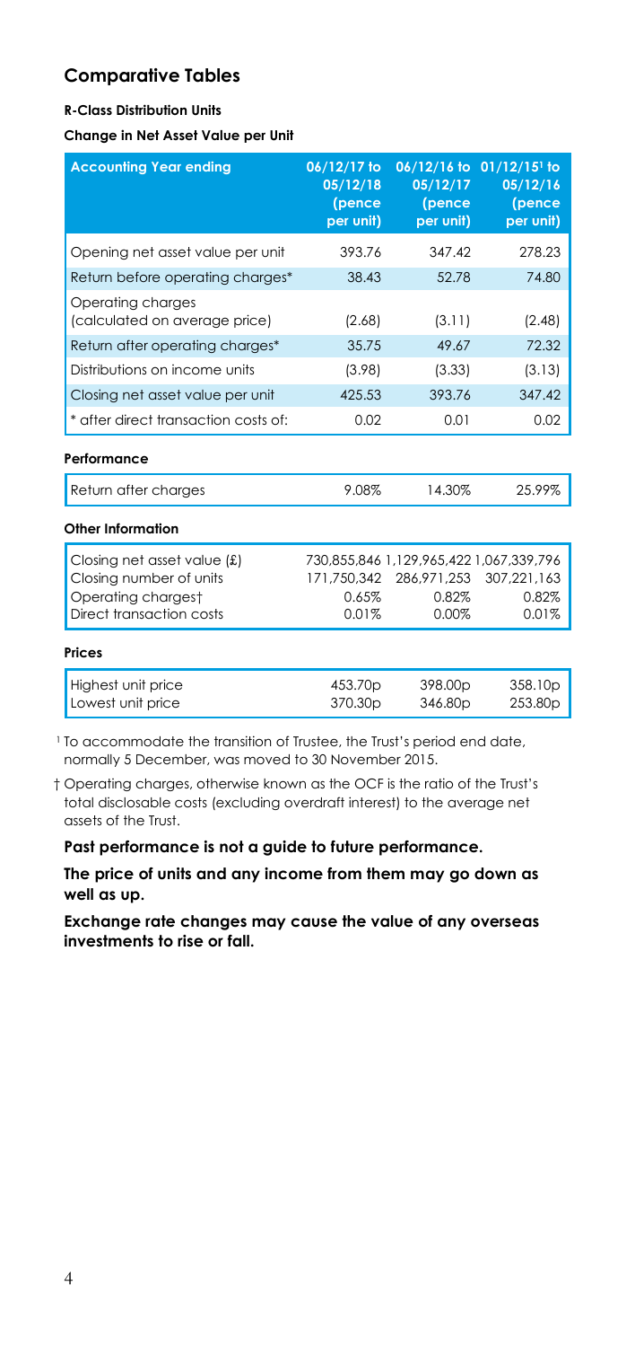## Comparative Tables

**R-Class Distribution Units**

**Change in Net Asset Value per Unit**

| Accounting Year ending | 06/12/17 to 05/12/18 (pence per unit) | 06/12/16 to 05/12/17 (pence per unit) | 01/12/15[1] to 05/12/16 (pence per unit) |
|---|---|---|---|
| Opening net asset value per unit | 393.76 | 347.42 | 278.23 |
| Return before operating charges* | 38.43 | 52.78 | 74.80 |
| Operating charges (calculated on average price) | (2.68) | (3.11) | (2.48) |
| Return after operating charges* | 35.75 | 49.67 | 72.32 |
| Distributions on income units | (3.98) | (3.33) | (3.13) |
| Closing net asset value per unit | 425.53 | 393.76 | 347.42 |
| * after direct transaction costs of: | 0.02 | 0.01 | 0.02 |

**Performance**

| | | | |
|---|---|---|---|
| Return after charges | 9.08% | 14.30% | 25.99% |

**Other Information**

| | | | |
|---|---|---|---|
| Closing net asset value (£) | 730,855,846 | 1,129,965,422 | 1,067,339,796 |
| Closing number of units | 171,750,342 | 286,971,253 | 307,221,163 |
| Operating charges† | 0.65% | 0.82% | 0.82% |
| Direct transaction costs | 0.01% | 0.00% | 0.01% |

**Prices**

| | | | |
|---|---|---|---|
| Highest unit price | 453.70p | 398.00p | 358.10p |
| Lowest unit price | 370.30p | 346.80p | 253.80p |

[1] To accommodate the transition of Trustee, the Trust's period end date, normally 5 December, was moved to 30 November 2015.

† Operating charges, otherwise known as the OCF is the ratio of the Trust's total disclosable costs (excluding overdraft interest) to the average net assets of the Trust.

**Past performance is not a guide to future performance.**

**The price of units and any income from them may go down as well as up.**

**Exchange rate changes may cause the value of any overseas investments to rise or fall.**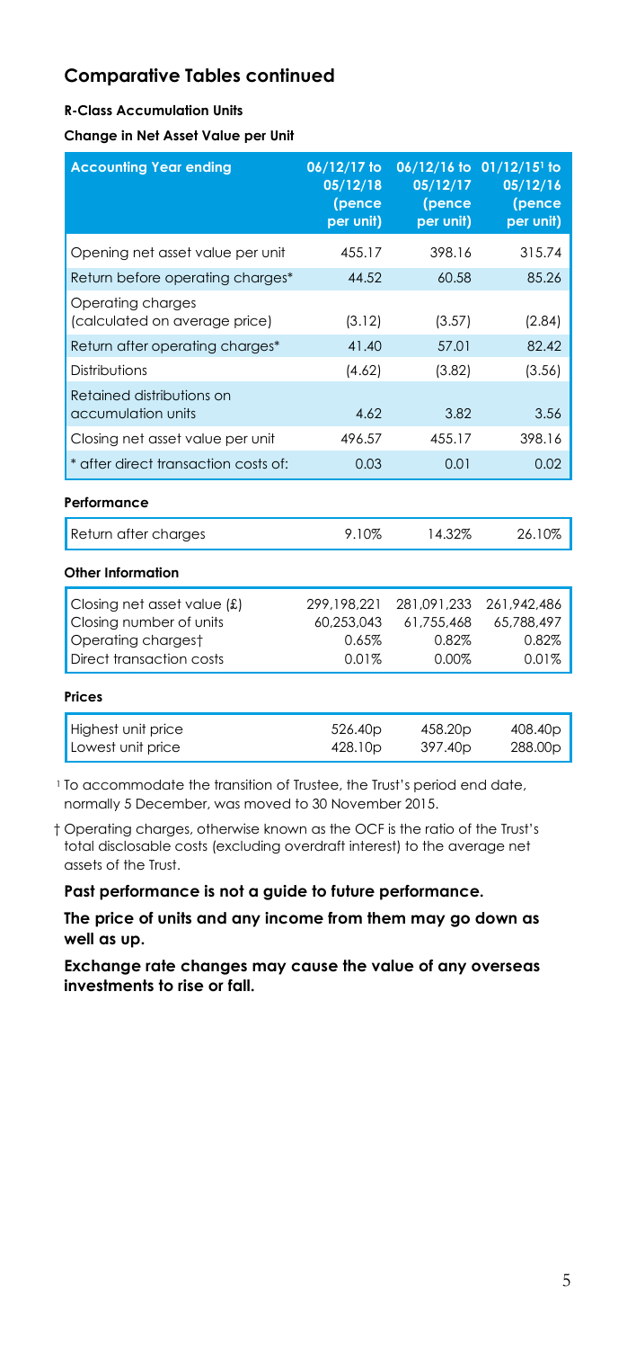## Comparative Tables continued

**R-Class Accumulation Units**

**Change in Net Asset Value per Unit**

| Accounting Year ending | 06/12/17 to 05/12/18 (pence per unit) | 06/12/16 to 05/12/17 (pence per unit) | 01/12/15[1] to 05/12/16 (pence per unit) |
|---|---|---|---|
| Opening net asset value per unit | 455.17 | 398.16 | 315.74 |
| Return before operating charges* | 44.52 | 60.58 | 85.26 |
| Operating charges (calculated on average price) | (3.12) | (3.57) | (2.84) |
| Return after operating charges* | 41.40 | 57.01 | 82.42 |
| Distributions | (4.62) | (3.82) | (3.56) |
| Retained distributions on accumulation units | 4.62 | 3.82 | 3.56 |
| Closing net asset value per unit | 496.57 | 455.17 | 398.16 |
| * after direct transaction costs of: | 0.03 | 0.01 | 0.02 |

**Performance**

| | | | |
|---|---|---|---|
| Return after charges | 9.10% | 14.32% | 26.10% |

**Other Information**

| | | | |
|---|---|---|---|
| Closing net asset value (£) | 299,198,221 | 281,091,233 | 261,942,486 |
| Closing number of units | 60,253,043 | 61,755,468 | 65,788,497 |
| Operating charges† | 0.65% | 0.82% | 0.82% |
| Direct transaction costs | 0.01% | 0.00% | 0.01% |

**Prices**

| | | | |
|---|---|---|---|
| Highest unit price | 526.40p | 458.20p | 408.40p |
| Lowest unit price | 428.10p | 397.40p | 288.00p |

[1] To accommodate the transition of Trustee, the Trust's period end date, normally 5 December, was moved to 30 November 2015.

† Operating charges, otherwise known as the OCF is the ratio of the Trust's total disclosable costs (excluding overdraft interest) to the average net assets of the Trust.

**Past performance is not a guide to future performance.**

**The price of units and any income from them may go down as well as up.**

**Exchange rate changes may cause the value of any overseas investments to rise or fall.**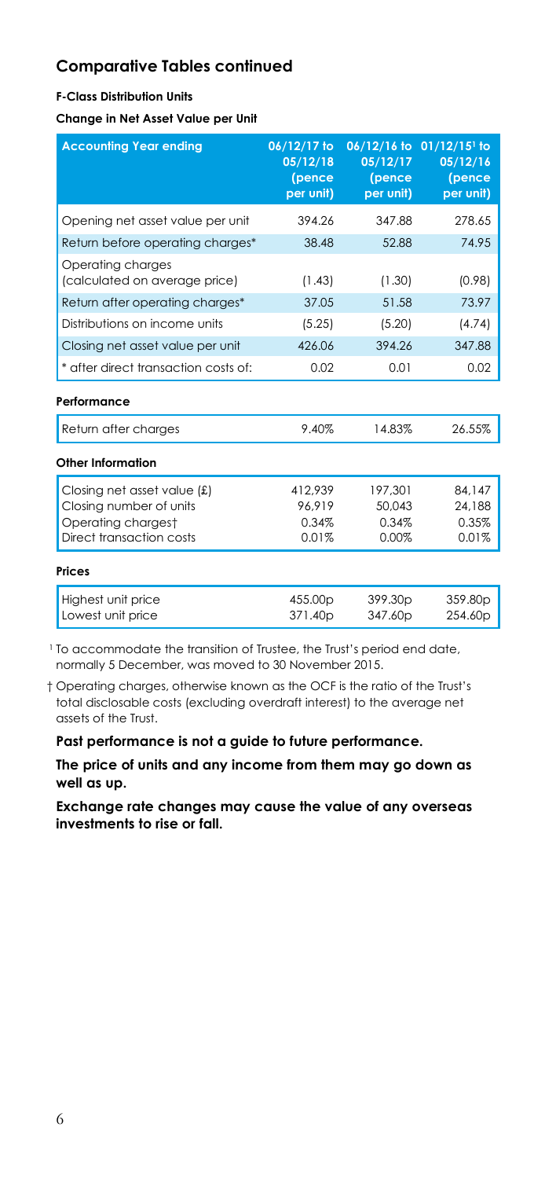## Comparative Tables continued

#### F-Class Distribution Units

#### Change in Net Asset Value per Unit

| Accounting Year ending | 06/12/17 to 05/12/18 (pence per unit) | 06/12/16 to 05/12/17 (pence per unit) | 01/12/15[1] to 05/12/16 (pence per unit) |
|---|---|---|---|
| Opening net asset value per unit | 394.26 | 347.88 | 278.65 |
| Return before operating charges* | 38.48 | 52.88 | 74.95 |
| Operating charges (calculated on average price) | (1.43) | (1.30) | (0.98) |
| Return after operating charges* | 37.05 | 51.58 | 73.97 |
| Distributions on income units | (5.25) | (5.20) | (4.74) |
| Closing net asset value per unit | 426.06 | 394.26 | 347.88 |
| * after direct transaction costs of: | 0.02 | 0.01 | 0.02 |

#### Performance

| | | | |
|---|---|---|---|
| Return after charges | 9.40% | 14.83% | 26.55% |

#### Other Information

| | | | |
|---|---|---|---|
| Closing net asset value (£) | 412,939 | 197,301 | 84,147 |
| Closing number of units | 96,919 | 50,043 | 24,188 |
| Operating charges† | 0.34% | 0.34% | 0.35% |
| Direct transaction costs | 0.01% | 0.00% | 0.01% |

#### Prices

| | | | |
|---|---|---|---|
| Highest unit price | 455.00p | 399.30p | 359.80p |
| Lowest unit price | 371.40p | 347.60p | 254.60p |

[1] To accommodate the transition of Trustee, the Trust's period end date, normally 5 December, was moved to 30 November 2015.

† Operating charges, otherwise known as the OCF is the ratio of the Trust's total disclosable costs (excluding overdraft interest) to the average net assets of the Trust.

**Past performance is not a guide to future performance.**

**The price of units and any income from them may go down as well as up.**

**Exchange rate changes may cause the value of any overseas investments to rise or fall.**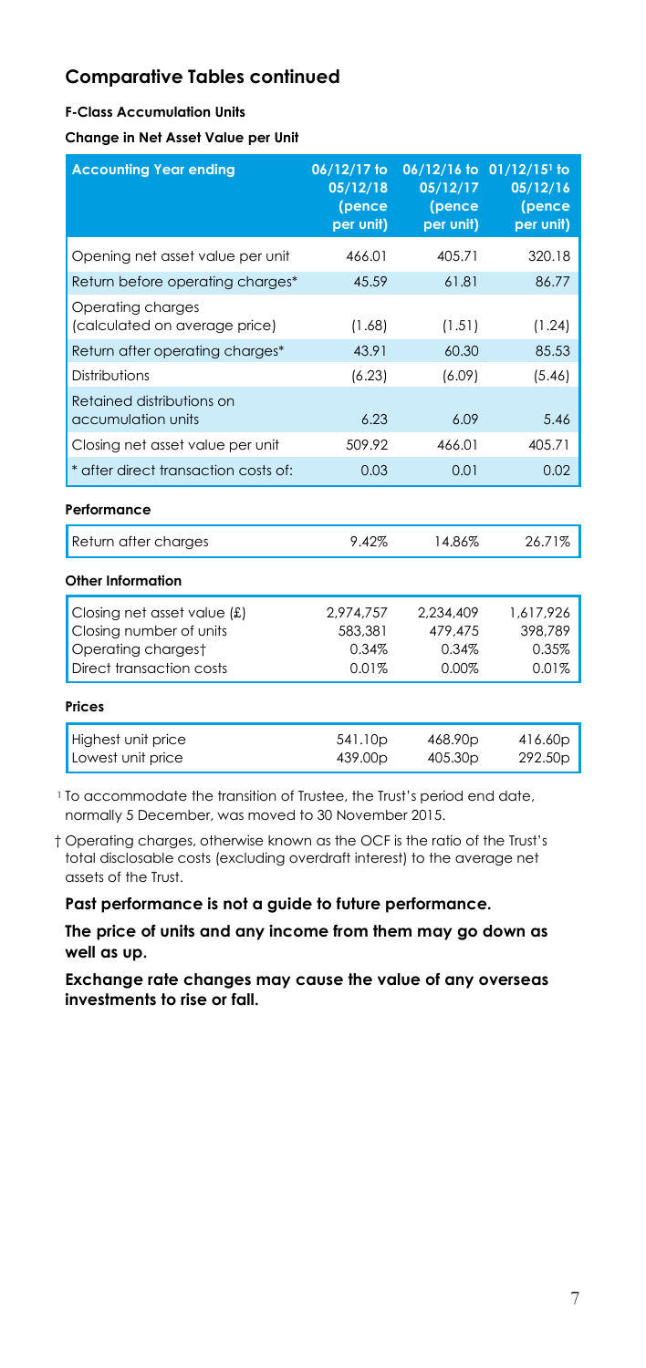## Comparative Tables continued

**F-Class Accumulation Units**

**Change in Net Asset Value per Unit**

| Accounting Year ending | 06/12/17 to 05/12/18 (pence per unit) | 06/12/16 to 05/12/17 (pence per unit) | 01/12/15[1] to 05/12/16 (pence per unit) |
|---|---|---|---|
| Opening net asset value per unit | 466.01 | 405.71 | 320.18 |
| Return before operating charges* | 45.59 | 61.81 | 86.77 |
| Operating charges (calculated on average price) | (1.68) | (1.51) | (1.24) |
| Return after operating charges* | 43.91 | 60.30 | 85.53 |
| Distributions | (6.23) | (6.09) | (5.46) |
| Retained distributions on accumulation units | 6.23 | 6.09 | 5.46 |
| Closing net asset value per unit | 509.92 | 466.01 | 405.71 |
| * after direct transaction costs of: | 0.03 | 0.01 | 0.02 |

**Performance**

| | | | |
|---|---|---|---|
| Return after charges | 9.42% | 14.86% | 26.71% |

**Other Information**

| | | | |
|---|---|---|---|
| Closing net asset value (£) | 2,974,757 | 2,234,409 | 1,617,926 |
| Closing number of units | 583,381 | 479,475 | 398,789 |
| Operating charges† | 0.34% | 0.34% | 0.35% |
| Direct transaction costs | 0.01% | 0.00% | 0.01% |

**Prices**

| | | | |
|---|---|---|---|
| Highest unit price | 541.10p | 468.90p | 416.60p |
| Lowest unit price | 439.00p | 405.30p | 292.50p |

[1] To accommodate the transition of Trustee, the Trust's period end date, normally 5 December, was moved to 30 November 2015.

† Operating charges, otherwise known as the OCF is the ratio of the Trust's total disclosable costs (excluding overdraft interest) to the average net assets of the Trust.

**Past performance is not a guide to future performance.**

**The price of units and any income from them may go down as well as up.**

**Exchange rate changes may cause the value of any overseas investments to rise or fall.**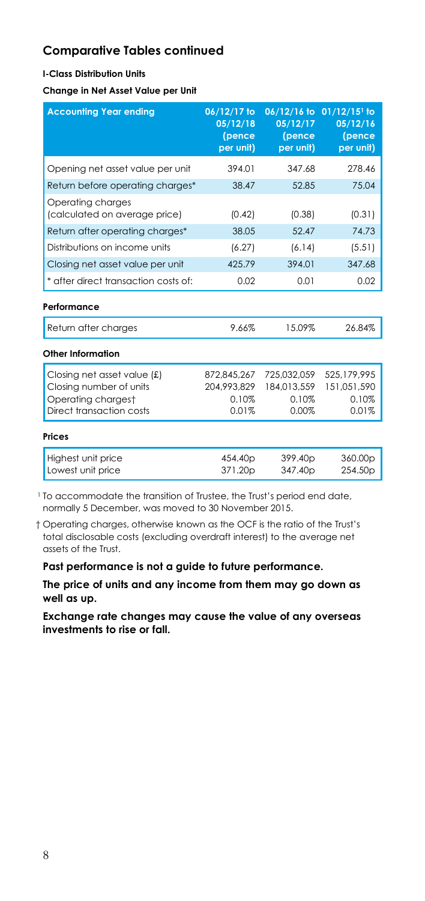## Comparative Tables continued

**I-Class Distribution Units**

**Change in Net Asset Value per Unit**

| Accounting Year ending | 06/12/17 to 05/12/18 (pence per unit) | 06/12/16 to 05/12/17 (pence per unit) | 01/12/15[1] to 05/12/16 (pence per unit) |
|---|---|---|---|
| Opening net asset value per unit | 394.01 | 347.68 | 278.46 |
| Return before operating charges* | 38.47 | 52.85 | 75.04 |
| Operating charges (calculated on average price) | (0.42) | (0.38) | (0.31) |
| Return after operating charges* | 38.05 | 52.47 | 74.73 |
| Distributions on income units | (6.27) | (6.14) | (5.51) |
| Closing net asset value per unit | 425.79 | 394.01 | 347.68 |
| * after direct transaction costs of: | 0.02 | 0.01 | 0.02 |

**Performance**

| | | | |
|---|---|---|---|
| Return after charges | 9.66% | 15.09% | 26.84% |

**Other Information**

| | | | |
|---|---|---|---|
| Closing net asset value (£) | 872,845,267 | 725,032,059 | 525,179,995 |
| Closing number of units | 204,993,829 | 184,013,559 | 151,051,590 |
| Operating charges† | 0.10% | 0.10% | 0.10% |
| Direct transaction costs | 0.01% | 0.00% | 0.01% |

**Prices**

| | | | |
|---|---|---|---|
| Highest unit price | 454.40p | 399.40p | 360.00p |
| Lowest unit price | 371.20p | 347.40p | 254.50p |

[1] To accommodate the transition of Trustee, the Trust's period end date, normally 5 December, was moved to 30 November 2015.

† Operating charges, otherwise known as the OCF is the ratio of the Trust's total disclosable costs (excluding overdraft interest) to the average net assets of the Trust.

**Past performance is not a guide to future performance.**

**The price of units and any income from them may go down as well as up.**

**Exchange rate changes may cause the value of any overseas investments to rise or fall.**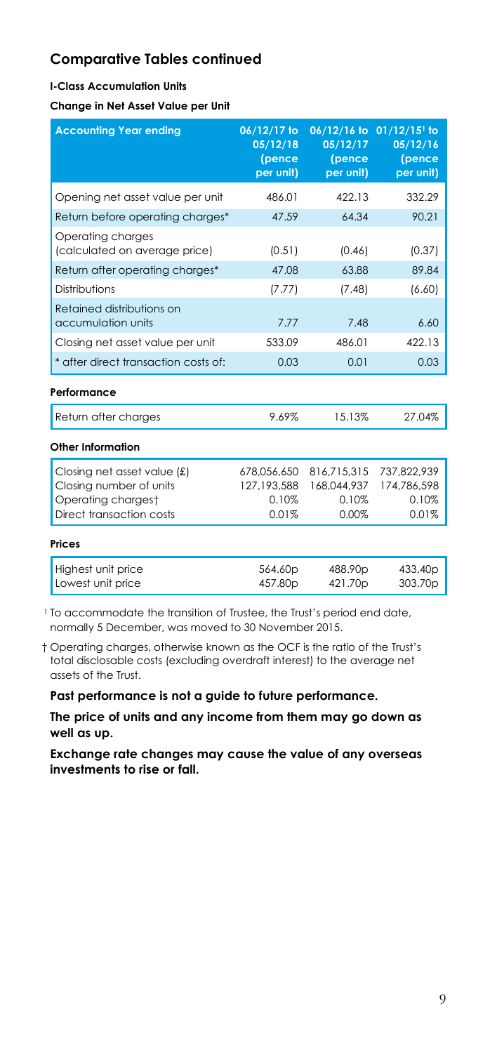## Comparative Tables continued

#### I-Class Accumulation Units

#### Change in Net Asset Value per Unit

| Accounting Year ending | 06/12/17 to 05/12/18 (pence per unit) | 06/12/16 to 05/12/17 (pence per unit) | 01/12/15[1] to 05/12/16 (pence per unit) |
|---|---|---|---|
| Opening net asset value per unit | 486.01 | 422.13 | 332.29 |
| Return before operating charges* | 47.59 | 64.34 | 90.21 |
| Operating charges (calculated on average price) | (0.51) | (0.46) | (0.37) |
| Return after operating charges* | 47.08 | 63.88 | 89.84 |
| Distributions | (7.77) | (7.48) | (6.60) |
| Retained distributions on accumulation units | 7.77 | 7.48 | 6.60 |
| Closing net asset value per unit | 533.09 | 486.01 | 422.13 |
| * after direct transaction costs of: | 0.03 | 0.01 | 0.03 |

#### Performance

| | | | |
|---|---|---|---|
| Return after charges | 9.69% | 15.13% | 27.04% |

#### Other Information

| | | | |
|---|---|---|---|
| Closing net asset value (£) | 678,056,650 | 816,715,315 | 737,822,939 |
| Closing number of units | 127,193,588 | 168,044,937 | 174,786,598 |
| Operating charges† | 0.10% | 0.10% | 0.10% |
| Direct transaction costs | 0.01% | 0.00% | 0.01% |

#### Prices

| | | | |
|---|---|---|---|
| Highest unit price | 564.60p | 488.90p | 433.40p |
| Lowest unit price | 457.80p | 421.70p | 303.70p |

[1] To accommodate the transition of Trustee, the Trust's period end date, normally 5 December, was moved to 30 November 2015.

† Operating charges, otherwise known as the OCF is the ratio of the Trust's total disclosable costs (excluding overdraft interest) to the average net assets of the Trust.

**Past performance is not a guide to future performance.**

**The price of units and any income from them may go down as well as up.**

**Exchange rate changes may cause the value of any overseas investments to rise or fall.**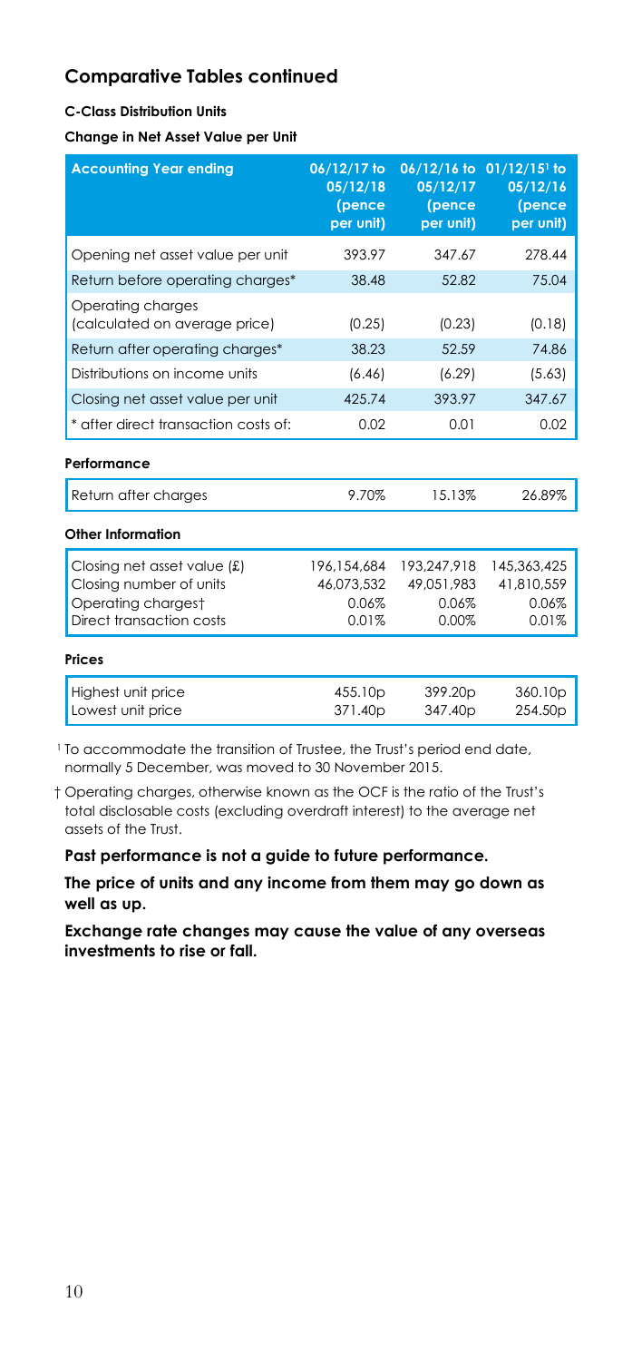## Comparative Tables continued

### C-Class Distribution Units

#### Change in Net Asset Value per Unit

| Accounting Year ending | 06/12/17 to 05/12/18 (pence per unit) | 06/12/16 to 05/12/17 (pence per unit) | 01/12/15[1] to 05/12/16 (pence per unit) |
|---|---|---|---|
| Opening net asset value per unit | 393.97 | 347.67 | 278.44 |
| Return before operating charges* | 38.48 | 52.82 | 75.04 |
| Operating charges (calculated on average price) | (0.25) | (0.23) | (0.18) |
| Return after operating charges* | 38.23 | 52.59 | 74.86 |
| Distributions on income units | (6.46) | (6.29) | (5.63) |
| Closing net asset value per unit | 425.74 | 393.97 | 347.67 |
| * after direct transaction costs of: | 0.02 | 0.01 | 0.02 |

#### Performance

| | | | |
|---|---|---|---|
| Return after charges | 9.70% | 15.13% | 26.89% |

#### Other Information

| | | | |
|---|---|---|---|
| Closing net asset value (£) | 196,154,684 | 193,247,918 | 145,363,425 |
| Closing number of units | 46,073,532 | 49,051,983 | 41,810,559 |
| Operating charges† | 0.06% | 0.06% | 0.06% |
| Direct transaction costs | 0.01% | 0.00% | 0.01% |

#### Prices

| | | | |
|---|---|---|---|
| Highest unit price | 455.10p | 399.20p | 360.10p |
| Lowest unit price | 371.40p | 347.40p | 254.50p |

[1] To accommodate the transition of Trustee, the Trust's period end date, normally 5 December, was moved to 30 November 2015.

† Operating charges, otherwise known as the OCF is the ratio of the Trust's total disclosable costs (excluding overdraft interest) to the average net assets of the Trust.

**Past performance is not a guide to future performance.**

**The price of units and any income from them may go down as well as up.**

**Exchange rate changes may cause the value of any overseas investments to rise or fall.**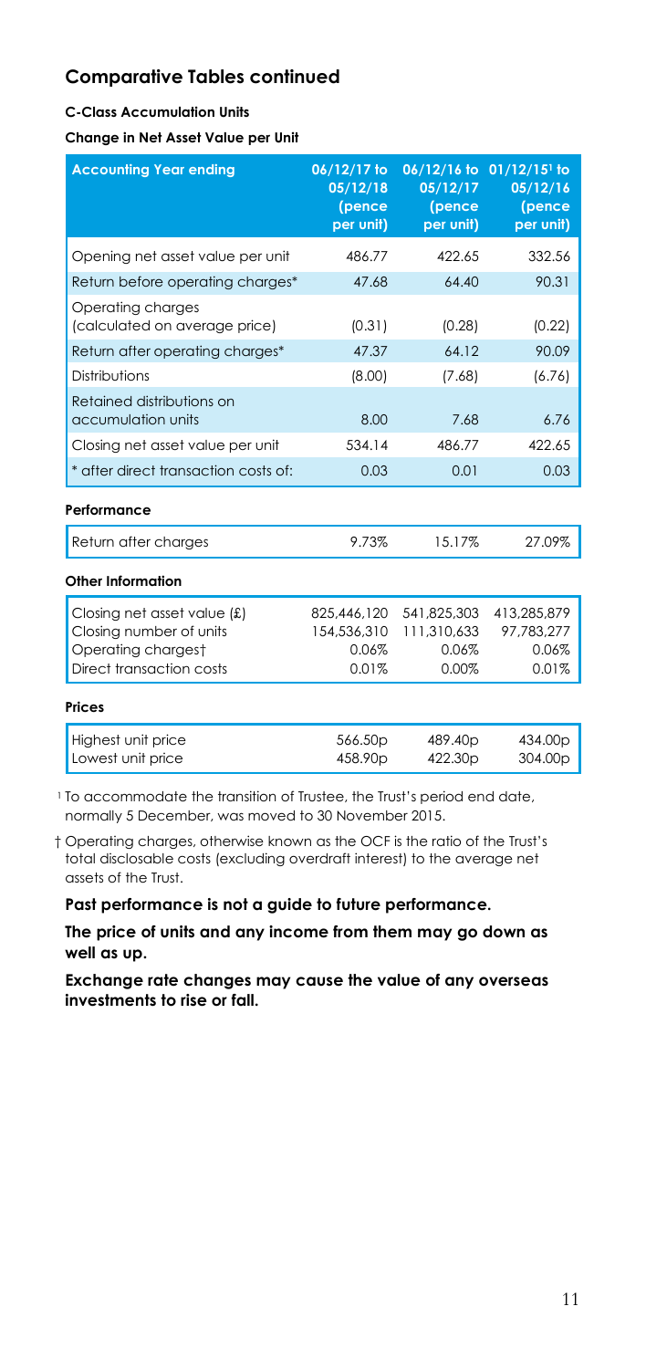## Comparative Tables continued

**C-Class Accumulation Units**

**Change in Net Asset Value per Unit**

| Accounting Year ending | 06/12/17 to 05/12/18 (pence per unit) | 06/12/16 to 05/12/17 (pence per unit) | 01/12/15[1] to 05/12/16 (pence per unit) |
|---|---|---|---|
| Opening net asset value per unit | 486.77 | 422.65 | 332.56 |
| Return before operating charges* | 47.68 | 64.40 | 90.31 |
| Operating charges (calculated on average price) | (0.31) | (0.28) | (0.22) |
| Return after operating charges* | 47.37 | 64.12 | 90.09 |
| Distributions | (8.00) | (7.68) | (6.76) |
| Retained distributions on accumulation units | 8.00 | 7.68 | 6.76 |
| Closing net asset value per unit | 534.14 | 486.77 | 422.65 |
| * after direct transaction costs of: | 0.03 | 0.01 | 0.03 |

**Performance**

| | | | |
|---|---|---|---|
| Return after charges | 9.73% | 15.17% | 27.09% |

**Other Information**

| | | | |
|---|---|---|---|
| Closing net asset value (£) | 825,446,120 | 541,825,303 | 413,285,879 |
| Closing number of units | 154,536,310 | 111,310,633 | 97,783,277 |
| Operating charges† | 0.06% | 0.06% | 0.06% |
| Direct transaction costs | 0.01% | 0.00% | 0.01% |

**Prices**

| | | | |
|---|---|---|---|
| Highest unit price | 566.50p | 489.40p | 434.00p |
| Lowest unit price | 458.90p | 422.30p | 304.00p |

[1] To accommodate the transition of Trustee, the Trust's period end date, normally 5 December, was moved to 30 November 2015.

† Operating charges, otherwise known as the OCF is the ratio of the Trust's total disclosable costs (excluding overdraft interest) to the average net assets of the Trust.

**Past performance is not a guide to future performance.**

**The price of units and any income from them may go down as well as up.**

**Exchange rate changes may cause the value of any overseas investments to rise or fall.**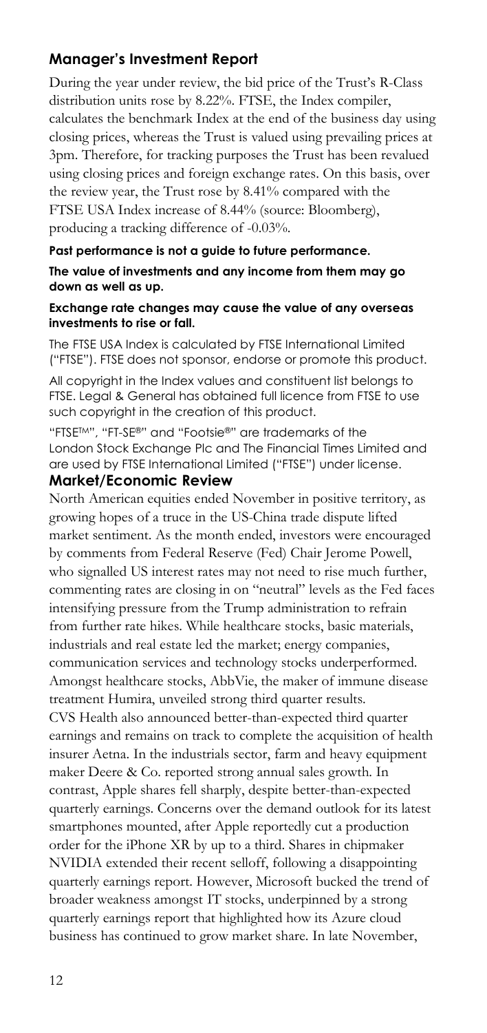## Manager's Investment Report

During the year under review, the bid price of the Trust's R-Class distribution units rose by 8.22%. FTSE, the Index compiler, calculates the benchmark Index at the end of the business day using closing prices, whereas the Trust is valued using prevailing prices at 3pm. Therefore, for tracking purposes the Trust has been revalued using closing prices and foreign exchange rates. On this basis, over the review year, the Trust rose by 8.41% compared with the FTSE USA Index increase of 8.44% (source: Bloomberg), producing a tracking difference of -0.03%.

**Past performance is not a guide to future performance.**

**The value of investments and any income from them may go down as well as up.**

**Exchange rate changes may cause the value of any overseas investments to rise or fall.**

The FTSE USA Index is calculated by FTSE International Limited ("FTSE"). FTSE does not sponsor, endorse or promote this product.

All copyright in the Index values and constituent list belongs to FTSE. Legal & General has obtained full licence from FTSE to use such copyright in the creation of this product.

"FTSE™", "FT-SE®" and "Footsie®" are trademarks of the London Stock Exchange Plc and The Financial Times Limited and are used by FTSE International Limited ("FTSE") under license.

## Market/Economic Review

North American equities ended November in positive territory, as growing hopes of a truce in the US-China trade dispute lifted market sentiment. As the month ended, investors were encouraged by comments from Federal Reserve (Fed) Chair Jerome Powell, who signalled US interest rates may not need to rise much further, commenting rates are closing in on "neutral" levels as the Fed faces intensifying pressure from the Trump administration to refrain from further rate hikes. While healthcare stocks, basic materials, industrials and real estate led the market; energy companies, communication services and technology stocks underperformed. Amongst healthcare stocks, AbbVie, the maker of immune disease treatment Humira, unveiled strong third quarter results. CVS Health also announced better-than-expected third quarter earnings and remains on track to complete the acquisition of health insurer Aetna. In the industrials sector, farm and heavy equipment maker Deere & Co. reported strong annual sales growth. In contrast, Apple shares fell sharply, despite better-than-expected quarterly earnings. Concerns over the demand outlook for its latest smartphones mounted, after Apple reportedly cut a production order for the iPhone XR by up to a third. Shares in chipmaker NVIDIA extended their recent selloff, following a disappointing quarterly earnings report. However, Microsoft bucked the trend of broader weakness amongst IT stocks, underpinned by a strong quarterly earnings report that highlighted how its Azure cloud business has continued to grow market share. In late November,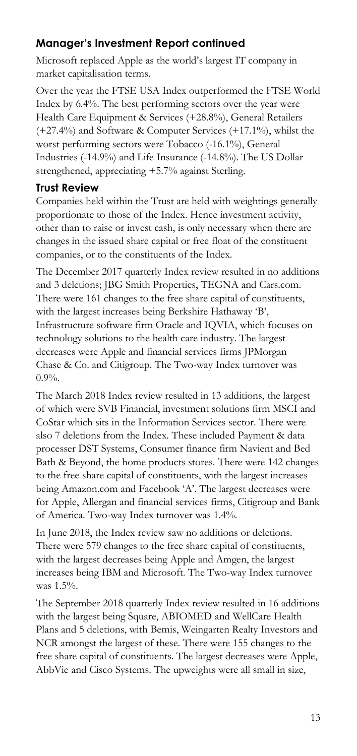## Manager's Investment Report continued

Microsoft replaced Apple as the world's largest IT company in market capitalisation terms.

Over the year the FTSE USA Index outperformed the FTSE World Index by 6.4%. The best performing sectors over the year were Health Care Equipment & Services (+28.8%), General Retailers (+27.4%) and Software & Computer Services (+17.1%), whilst the worst performing sectors were Tobacco (-16.1%), General Industries (-14.9%) and Life Insurance (-14.8%). The US Dollar strengthened, appreciating +5.7% against Sterling.

### Trust Review

Companies held within the Trust are held with weightings generally proportionate to those of the Index. Hence investment activity, other than to raise or invest cash, is only necessary when there are changes in the issued share capital or free float of the constituent companies, or to the constituents of the Index.

The December 2017 quarterly Index review resulted in no additions and 3 deletions; JBG Smith Properties, TEGNA and Cars.com. There were 161 changes to the free share capital of constituents, with the largest increases being Berkshire Hathaway 'B', Infrastructure software firm Oracle and IQVIA, which focuses on technology solutions to the health care industry. The largest decreases were Apple and financial services firms JPMorgan Chase & Co. and Citigroup. The Two-way Index turnover was 0.9%.

The March 2018 Index review resulted in 13 additions, the largest of which were SVB Financial, investment solutions firm MSCI and CoStar which sits in the Information Services sector. There were also 7 deletions from the Index. These included Payment & data processer DST Systems, Consumer finance firm Navient and Bed Bath & Beyond, the home products stores. There were 142 changes to the free share capital of constituents, with the largest increases being Amazon.com and Facebook 'A'. The largest decreases were for Apple, Allergan and financial services firms, Citigroup and Bank of America. Two-way Index turnover was 1.4%.

In June 2018, the Index review saw no additions or deletions. There were 579 changes to the free share capital of constituents, with the largest decreases being Apple and Amgen, the largest increases being IBM and Microsoft. The Two-way Index turnover was 1.5%.

The September 2018 quarterly Index review resulted in 16 additions with the largest being Square, ABIOMED and WellCare Health Plans and 5 deletions, with Bemis, Weingarten Realty Investors and NCR amongst the largest of these. There were 155 changes to the free share capital of constituents. The largest decreases were Apple, AbbVie and Cisco Systems. The upweights were all small in size,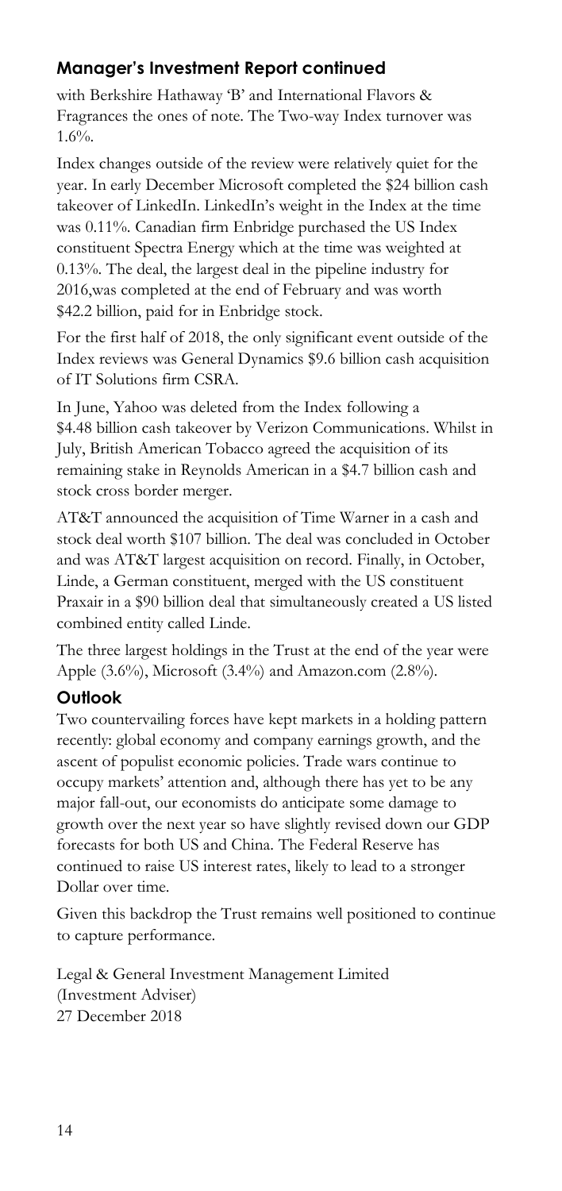## Manager's Investment Report continued

with Berkshire Hathaway 'B' and International Flavors & Fragrances the ones of note. The Two-way Index turnover was 1.6%.

Index changes outside of the review were relatively quiet for the year. In early December Microsoft completed the $24 billion cash takeover of LinkedIn. LinkedIn's weight in the Index at the time was 0.11%. Canadian firm Enbridge purchased the US Index constituent Spectra Energy which at the time was weighted at 0.13%. The deal, the largest deal in the pipeline industry for 2016,was completed at the end of February and was worth $42.2 billion, paid for in Enbridge stock.

For the first half of 2018, the only significant event outside of the Index reviews was General Dynamics $9.6 billion cash acquisition of IT Solutions firm CSRA.

In June, Yahoo was deleted from the Index following a $4.48 billion cash takeover by Verizon Communications. Whilst in July, British American Tobacco agreed the acquisition of its remaining stake in Reynolds American in a $4.7 billion cash and stock cross border merger.

AT&T announced the acquisition of Time Warner in a cash and stock deal worth $107 billion. The deal was concluded in October and was AT&T largest acquisition on record. Finally, in October, Linde, a German constituent, merged with the US constituent Praxair in a $90 billion deal that simultaneously created a US listed combined entity called Linde.

The three largest holdings in the Trust at the end of the year were Apple (3.6%), Microsoft (3.4%) and Amazon.com (2.8%).

### Outlook

Two countervailing forces have kept markets in a holding pattern recently: global economy and company earnings growth, and the ascent of populist economic policies. Trade wars continue to occupy markets' attention and, although there has yet to be any major fall-out, our economists do anticipate some damage to growth over the next year so have slightly revised down our GDP forecasts for both US and China. The Federal Reserve has continued to raise US interest rates, likely to lead to a stronger Dollar over time.

Given this backdrop the Trust remains well positioned to continue to capture performance.

Legal & General Investment Management Limited
(Investment Adviser)
27 December 2018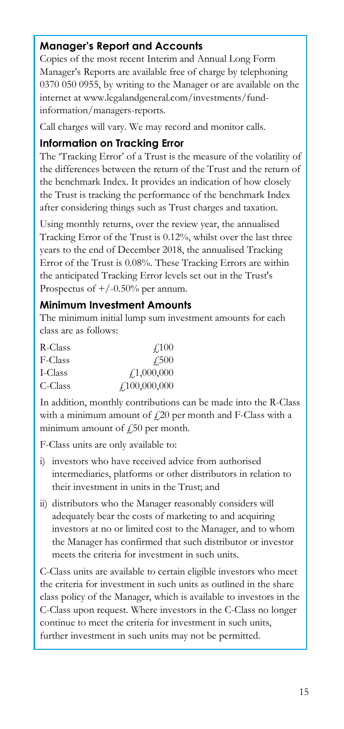## Manager's Report and Accounts

Copies of the most recent Interim and Annual Long Form Manager's Reports are available free of charge by telephoning 0370 050 0955, by writing to the Manager or are available on the internet at www.legalandgeneral.com/investments/fund-information/managers-reports.

Call charges will vary. We may record and monitor calls.

## Information on Tracking Error

The 'Tracking Error' of a Trust is the measure of the volatility of the differences between the return of the Trust and the return of the benchmark Index. It provides an indication of how closely the Trust is tracking the performance of the benchmark Index after considering things such as Trust charges and taxation.

Using monthly returns, over the review year, the annualised Tracking Error of the Trust is 0.12%, whilst over the last three years to the end of December 2018, the annualised Tracking Error of the Trust is 0.08%. These Tracking Errors are within the anticipated Tracking Error levels set out in the Trust's Prospectus of +/-0.50% per annum.

## Minimum Investment Amounts

The minimum initial lump sum investment amounts for each class are as follows:

| | |
|---|---|
| R-Class | £100 |
| F-Class | £500 |
| I-Class | £1,000,000 |
| C-Class | £100,000,000 |

In addition, monthly contributions can be made into the R-Class with a minimum amount of £20 per month and F-Class with a minimum amount of £50 per month.

F-Class units are only available to:

i) investors who have received advice from authorised intermediaries, platforms or other distributors in relation to their investment in units in the Trust; and

ii) distributors who the Manager reasonably considers will adequately bear the costs of marketing to and acquiring investors at no or limited cost to the Manager, and to whom the Manager has confirmed that such distributor or investor meets the criteria for investment in such units.

C-Class units are available to certain eligible investors who meet the criteria for investment in such units as outlined in the share class policy of the Manager, which is available to investors in the C-Class upon request. Where investors in the C-Class no longer continue to meet the criteria for investment in such units, further investment in such units may not be permitted.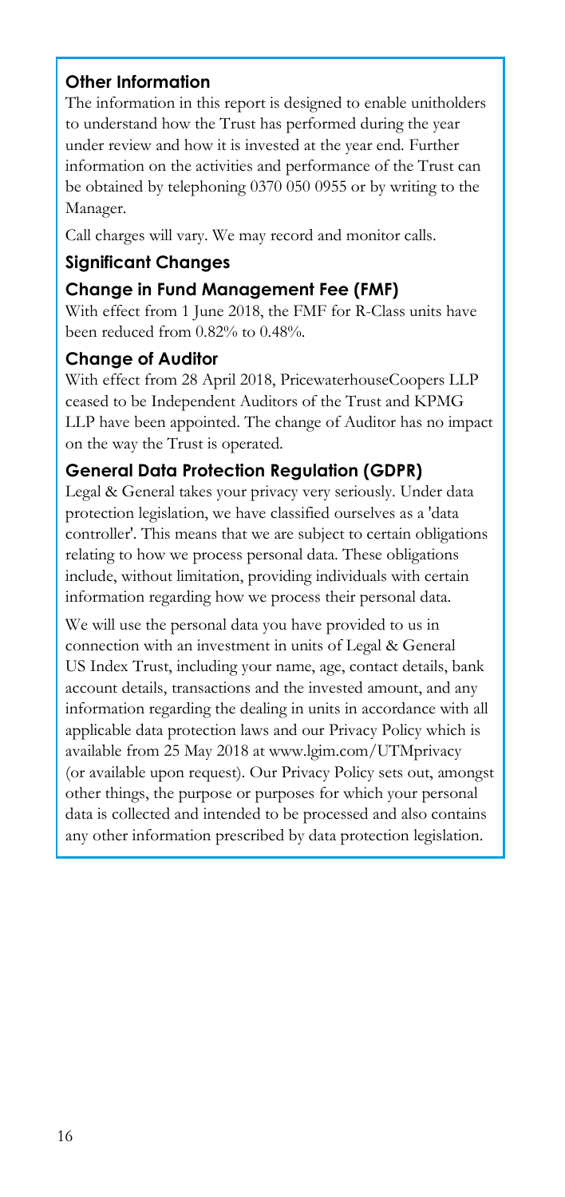## Other Information

The information in this report is designed to enable unitholders to understand how the Trust has performed during the year under review and how it is invested at the year end. Further information on the activities and performance of the Trust can be obtained by telephoning 0370 050 0955 or by writing to the Manager.

Call charges will vary. We may record and monitor calls.

## Significant Changes

### Change in Fund Management Fee (FMF)

With effect from 1 June 2018, the FMF for R-Class units have been reduced from 0.82% to 0.48%.

### Change of Auditor

With effect from 28 April 2018, PricewaterhouseCoopers LLP ceased to be Independent Auditors of the Trust and KPMG LLP have been appointed. The change of Auditor has no impact on the way the Trust is operated.

### General Data Protection Regulation (GDPR)

Legal & General takes your privacy very seriously. Under data protection legislation, we have classified ourselves as a 'data controller'. This means that we are subject to certain obligations relating to how we process personal data. These obligations include, without limitation, providing individuals with certain information regarding how we process their personal data.

We will use the personal data you have provided to us in connection with an investment in units of Legal & General US Index Trust, including your name, age, contact details, bank account details, transactions and the invested amount, and any information regarding the dealing in units in accordance with all applicable data protection laws and our Privacy Policy which is available from 25 May 2018 at www.lgim.com/UTMprivacy (or available upon request). Our Privacy Policy sets out, amongst other things, the purpose or purposes for which your personal data is collected and intended to be processed and also contains any other information prescribed by data protection legislation.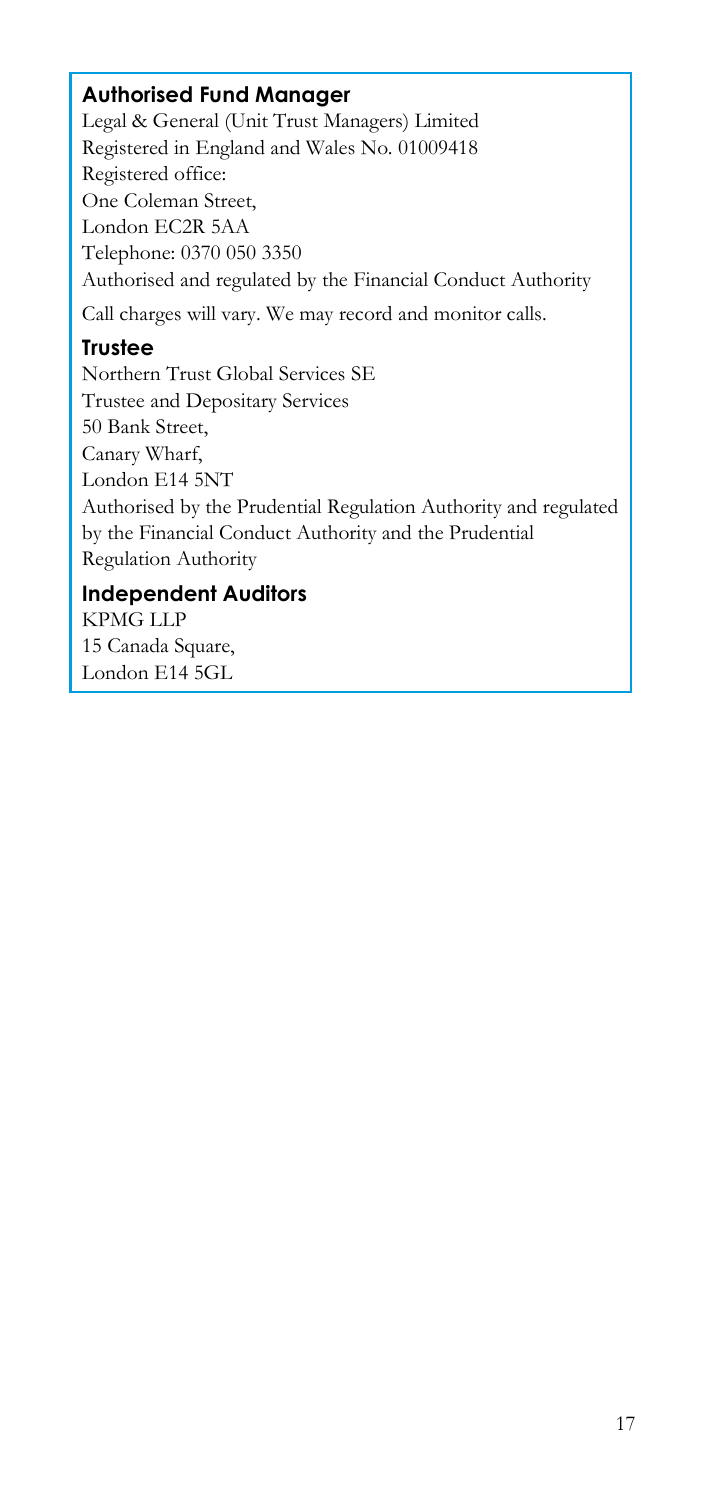### Authorised Fund Manager

Legal & General (Unit Trust Managers) Limited
Registered in England and Wales No. 01009418
Registered office:
One Coleman Street,
London EC2R 5AA
Telephone: 0370 050 3350
Authorised and regulated by the Financial Conduct Authority

Call charges will vary. We may record and monitor calls.

### Trustee

Northern Trust Global Services SE
Trustee and Depositary Services
50 Bank Street,
Canary Wharf,
London E14 5NT
Authorised by the Prudential Regulation Authority and regulated by the Financial Conduct Authority and the Prudential Regulation Authority

### Independent Auditors

KPMG LLP
15 Canada Square,
London E14 5GL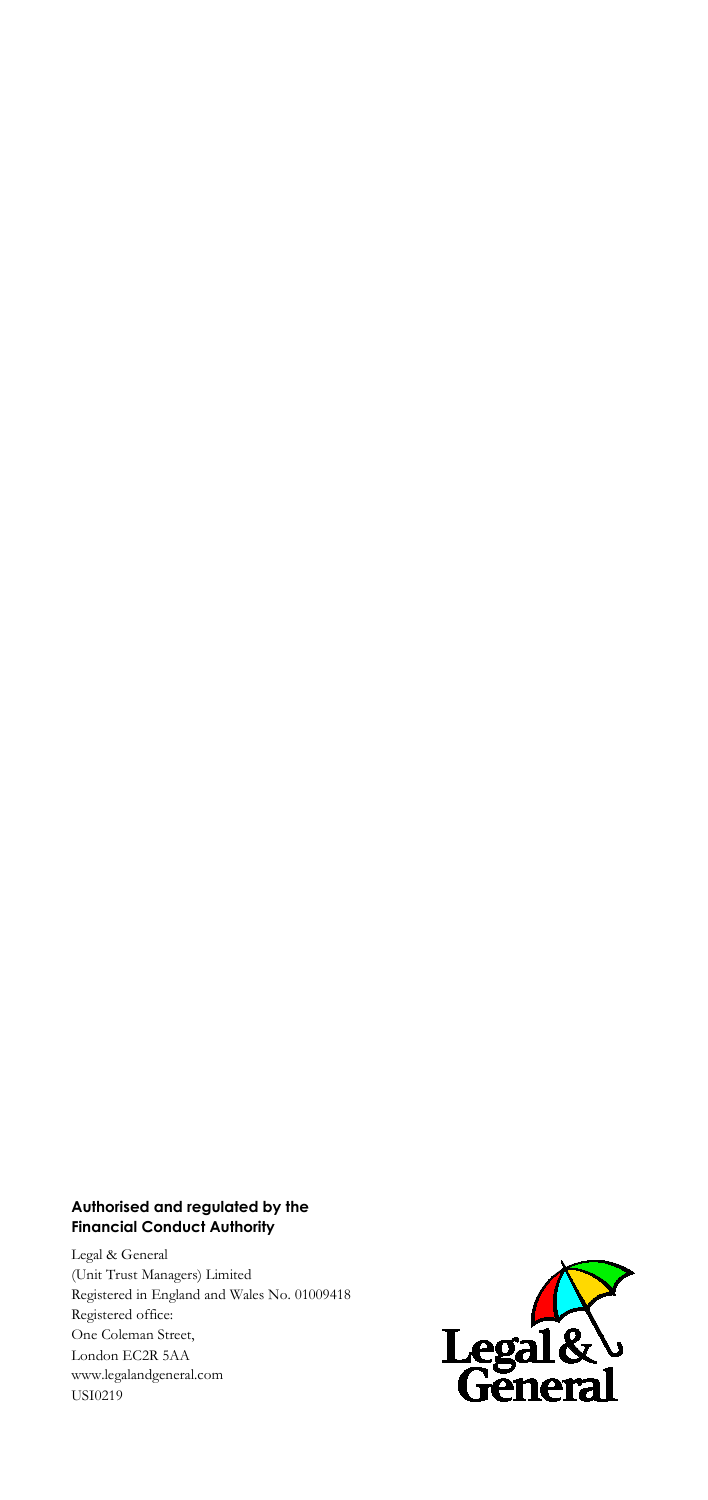**Authorised and regulated by the Financial Conduct Authority**

Legal & General
(Unit Trust Managers) Limited
Registered in England and Wales No. 01009418
Registered office:
One Coleman Street,
London EC2R 5AA
www.legalandgeneral.com
USI0219